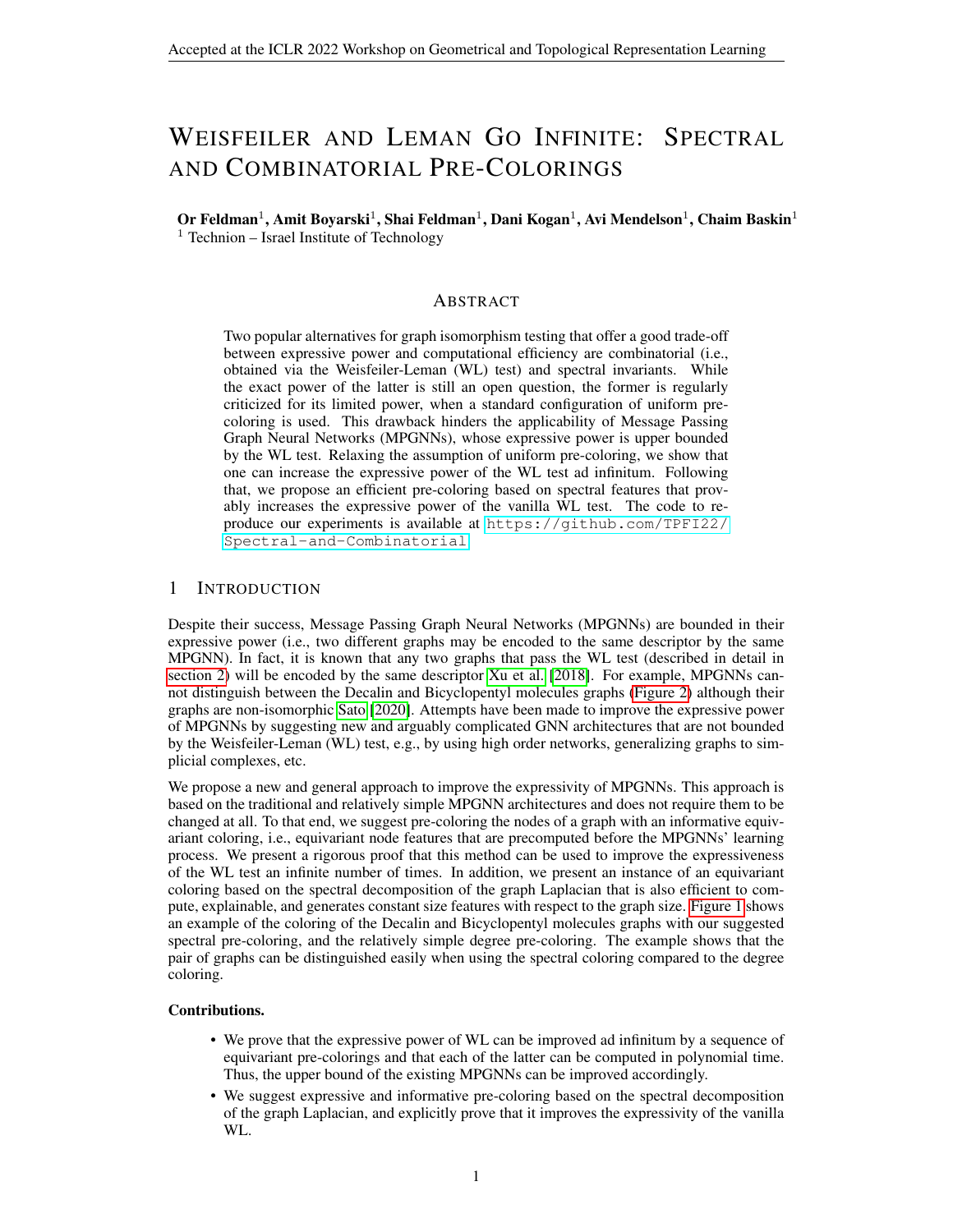# Weisfeiler and Leman Go Infinite: Spectral and Combinatorial Pre-Colorings

**Or Feldman**[1], **Amit Boyarski**[1], **Shai Feldman**[1], **Dani Kogan**[1], **Avi Mendelson**[1], **Chaim Baskin**[1]
[1] Technion – Israel Institute of Technology

## Abstract

Two popular alternatives for graph isomorphism testing that offer a good trade-off between expressive power and computational efficiency are combinatorial (i.e., obtained via the Weisfeiler-Leman (WL) test) and spectral invariants. While the exact power of the latter is still an open question, the former is regularly criticized for its limited power, when a standard configuration of uniform pre-coloring is used. This drawback hinders the applicability of Message Passing Graph Neural Networks (MPGNNs), whose expressive power is upper bounded by the WL test. Relaxing the assumption of uniform pre-coloring, we show that one can increase the expressive power of the WL test ad infinitum. Following that, we propose an efficient pre-coloring based on spectral features that provably increases the expressive power of the vanilla WL test. The code to reproduce our experiments is available at https://github.com/TPFI22/Spectral-and-Combinatorial

## 1 Introduction

Despite their success, Message Passing Graph Neural Networks (MPGNNs) are bounded in their expressive power (i.e., two different graphs may be encoded to the same descriptor by the same MPGNN). In fact, it is known that any two graphs that pass the WL test (described in detail in section 2) will be encoded by the same descriptor Xu et al. [2018]. For example, MPGNNs cannot distinguish between the Decalin and Bicyclopentyl molecules graphs (Figure 2) although their graphs are non-isomorphic Sato [2020]. Attempts have been made to improve the expressive power of MPGNNs by suggesting new and arguably complicated GNN architectures that are not bounded by the Weisfeiler-Leman (WL) test, e.g., by using high order networks, generalizing graphs to simplicial complexes, etc.

We propose a new and general approach to improve the expressivity of MPGNNs. This approach is based on the traditional and relatively simple MPGNN architectures and does not require them to be changed at all. To that end, we suggest pre-coloring the nodes of a graph with an informative equivariant coloring, i.e., equivariant node features that are precomputed before the MPGNNs' learning process. We present a rigorous proof that this method can be used to improve the expressiveness of the WL test an infinite number of times. In addition, we present an instance of an equivariant coloring based on the spectral decomposition of the graph Laplacian that is also efficient to compute, explainable, and generates constant size features with respect to the graph size. Figure 1 shows an example of the coloring of the Decalin and Bicyclopentyl molecules graphs with our suggested spectral pre-coloring, and the relatively simple degree pre-coloring. The example shows that the pair of graphs can be distinguished easily when using the spectral coloring compared to the degree coloring.

**Contributions.**

- We prove that the expressive power of WL can be improved ad infinitum by a sequence of equivariant pre-colorings and that each of the latter can be computed in polynomial time. Thus, the upper bound of the existing MPGNNs can be improved accordingly.
- We suggest expressive and informative pre-coloring based on the spectral decomposition of the graph Laplacian, and explicitly prove that it improves the expressivity of the vanilla WL.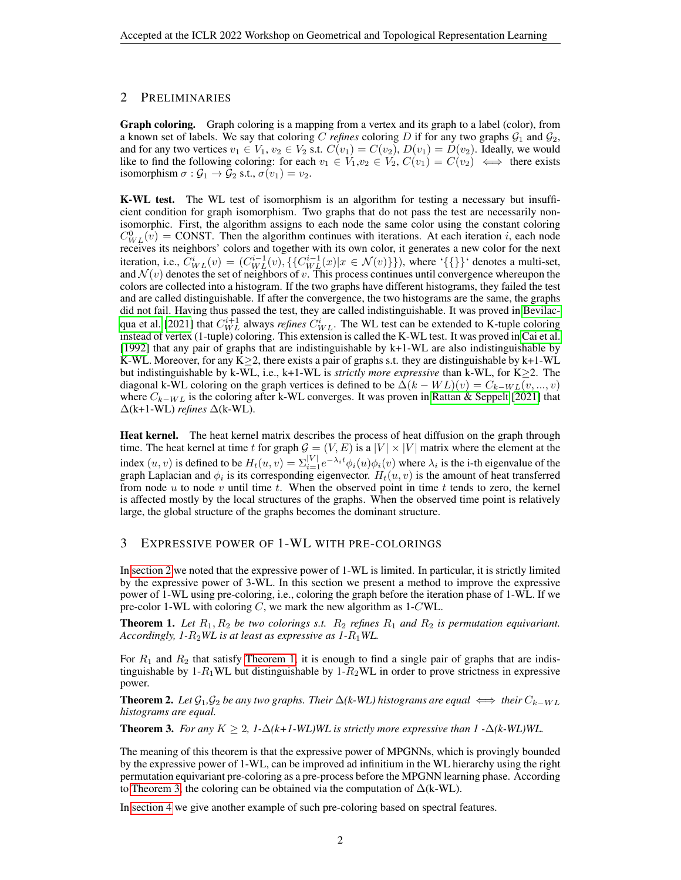## 2 Preliminaries

**Graph coloring.** Graph coloring is a mapping from a vertex and its graph to a label (color), from a known set of labels. We say that coloring $C$ *refines* coloring $D$ if for any two graphs $\mathcal{G}_1$ and $\mathcal{G}_2$, and for any two vertices $v_1 \in V_1$, $v_2 \in V_2$ s.t. $C(v_1) = C(v_2)$, $D(v_1) = D(v_2)$. Ideally, we would like to find the following coloring: for each $v_1 \in V_1, v_2 \in V_2$, $C(v_1) = C(v_2) \iff$ there exists isomorphism $\sigma : \mathcal{G}_1 \to \mathcal{G}_2$ s.t., $\sigma(v_1) = v_2$.

**K-WL test.** The WL test of isomorphism is an algorithm for testing a necessary but insufficient condition for graph isomorphism. Two graphs that do not pass the test are necessarily non-isomorphic. First, the algorithm assigns to each node the same color using the constant coloring $C^0_{WL}(v) = \text{CONST}$. Then the algorithm continues with iterations. At each iteration $i$, each node receives its neighbors' colors and together with its own color, it generates a new color for the next iteration, i.e., $C^i_{WL}(v) = (C^{i-1}_{WL}(v), \{\{C^{i-1}_{WL}(x) | x \in \mathcal{N}(v)\}\})$, where '$\{\{\}\}$' denotes a multi-set, and $\mathcal{N}(v)$ denotes the set of neighbors of $v$. This process continues until convergence whereupon the colors are collected into a histogram. If the two graphs have different histograms, they failed the test and are called distinguishable. If after the convergence, the two histograms are the same, the graphs did not fail. Having thus passed the test, they are called indistinguishable. It was proved in Bevilacqua et al. [2021] that $C^{i+1}_{WL}$ always *refines* $C^i_{WL}$. The WL test can be extended to K-tuple coloring instead of vertex (1-tuple) coloring. This extension is called the K-WL test. It was proved in Cai et al. [1992] that any pair of graphs that are indistinguishable by k+1-WL are also indistinguishable by K-WL. Moreover, for any K$\geq$2, there exists a pair of graphs s.t. they are distinguishable by k+1-WL but indistinguishable by k-WL, i.e., k+1-WL is *strictly more expressive* than k-WL, for K$\geq$2. The diagonal k-WL coloring on the graph vertices is defined to be $\Delta(k-WL)(v) = C_{k-WL}(v, ..., v)$ where $C_{k-WL}$ is the coloring after k-WL converges. It was proven in Rattan & Seppelt [2021] that $\Delta$(k+1-WL) *refines* $\Delta$(k-WL).

**Heat kernel.** The heat kernel matrix describes the process of heat diffusion on the graph through time. The heat kernel at time $t$ for graph $\mathcal{G} = (V, E)$ is a $|V| \times |V|$ matrix where the element at the index $(u, v)$ is defined to be $H_t(u, v) = \Sigma_{i=1}^{|V|} e^{-\lambda_i t} \phi_i(u)\phi_i(v)$ where $\lambda_i$ is the i-th eigenvalue of the graph Laplacian and $\phi_i$ is its corresponding eigenvector. $H_t(u, v)$ is the amount of heat transferred from node $u$ to node $v$ until time $t$. When the observed point in time $t$ tends to zero, the kernel is affected mostly by the local structures of the graphs. When the observed time point is relatively large, the global structure of the graphs becomes the dominant structure.

## 3 Expressive power of 1-WL with pre-colorings

In section 2 we noted that the expressive power of 1-WL is limited. In particular, it is strictly limited by the expressive power of 3-WL. In this section we present a method to improve the expressive power of 1-WL using pre-coloring, i.e., coloring the graph before the iteration phase of 1-WL. If we pre-color 1-WL with coloring $C$, we mark the new algorithm as 1-$C$WL.

**Theorem 1.** *Let $R_1, R_2$ be two colorings s.t. $R_2$ refines $R_1$ and $R_2$ is permutation equivariant. Accordingly, 1-$R_2$WL is at least as expressive as 1-$R_1$WL.*

For $R_1$ and $R_2$ that satisfy Theorem 1, it is enough to find a single pair of graphs that are indistinguishable by 1-$R_1$WL but distinguishable by 1-$R_2$WL in order to prove strictness in expressive power.

**Theorem 2.** *Let $\mathcal{G}_1$,$\mathcal{G}_2$ be any two graphs. Their $\Delta$(k-WL) histograms are equal $\iff$ their $C_{k-WL}$ histograms are equal.*

**Theorem 3.** *For any $K \geq 2$, 1-$\Delta$(k+1-WL)WL is strictly more expressive than 1 -$\Delta$(k-WL)WL.*

The meaning of this theorem is that the expressive power of MPGNNs, which is provingly bounded by the expressive power of 1-WL, can be improved ad infinitium in the WL hierarchy using the right permutation equivariant pre-coloring as a pre-process before the MPGNN learning phase. According to Theorem 3, the coloring can be obtained via the computation of $\Delta$(k-WL).

In section 4 we give another example of such pre-coloring based on spectral features.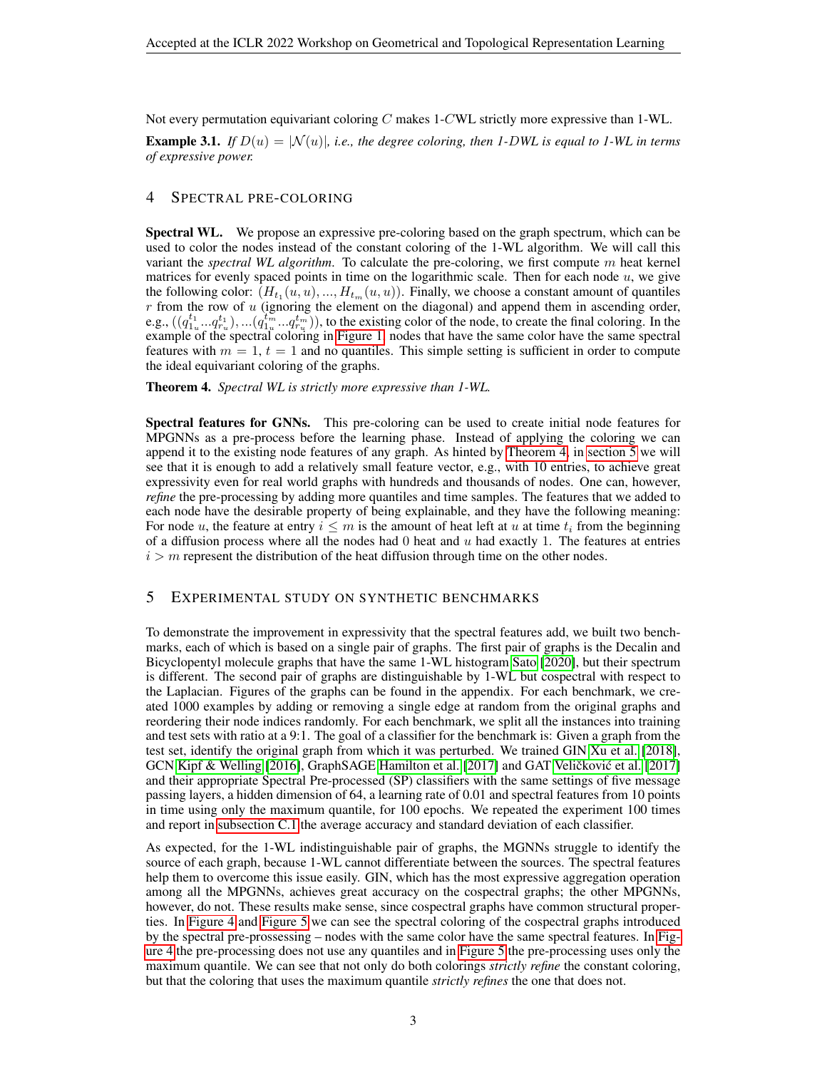Not every permutation equivariant coloring $C$ makes 1-$C$WL strictly more expressive than 1-WL.

**Example 3.1.** *If $D(u) = |\mathcal{N}(u)|$, i.e., the degree coloring, then 1-DWL is equal to 1-WL in terms of expressive power.*

## 4 Spectral pre-coloring

**Spectral WL.** We propose an expressive pre-coloring based on the graph spectrum, which can be used to color the nodes instead of the constant coloring of the 1-WL algorithm. We will call this variant the *spectral WL algorithm*. To calculate the pre-coloring, we first compute $m$ heat kernel matrices for evenly spaced points in time on the logarithmic scale. Then for each node $u$, we give the following color: $(H_{t_1}(u,u), ..., H_{t_m}(u,u))$. Finally, we choose a constant amount of quantiles $r$ from the row of $u$ (ignoring the element on the diagonal) and append them in ascending order, e.g., $((q_{1_u}^{t_1}...q_{r_u}^{t_1}), ...(q_{1_u}^{t_m}...q_{r_u}^{t_m}))$, to the existing color of the node, to create the final coloring. In the example of the spectral coloring in Figure 1, nodes that have the same color have the same spectral features with $m = 1$, $t = 1$ and no quantiles. This simple setting is sufficient in order to compute the ideal equivariant coloring of the graphs.

**Theorem 4.** *Spectral WL is strictly more expressive than 1-WL.*

**Spectral features for GNNs.** This pre-coloring can be used to create initial node features for MPGNNs as a pre-process before the learning phase. Instead of applying the coloring we can append it to the existing node features of any graph. As hinted by Theorem 4, in section 5 we will see that it is enough to add a relatively small feature vector, e.g., with 10 entries, to achieve great expressivity even for real world graphs with hundreds and thousands of nodes. One can, however, *refine* the pre-processing by adding more quantiles and time samples. The features that we added to each node have the desirable property of being explainable, and they have the following meaning: For node $u$, the feature at entry $i \leq m$ is the amount of heat left at $u$ at time $t_i$ from the beginning of a diffusion process where all the nodes had 0 heat and $u$ had exactly 1. The features at entries $i > m$ represent the distribution of the heat diffusion through time on the other nodes.

## 5 Experimental study on synthetic benchmarks

To demonstrate the improvement in expressivity that the spectral features add, we built two benchmarks, each of which is based on a single pair of graphs. The first pair of graphs is the Decalin and Bicyclopentyl molecule graphs that have the same 1-WL histogram Sato [2020], but their spectrum is different. The second pair of graphs are distinguishable by 1-WL but cospectral with respect to the Laplacian. Figures of the graphs can be found in the appendix. For each benchmark, we created 1000 examples by adding or removing a single edge at random from the original graphs and reordering their node indices randomly. For each benchmark, we split all the instances into training and test sets with ratio at a 9:1. The goal of a classifier for the benchmark is: Given a graph from the test set, identify the original graph from which it was perturbed. We trained GIN Xu et al. [2018], GCN Kipf & Welling [2016], GraphSAGE Hamilton et al. [2017] and GAT Veličković et al. [2017] and their appropriate Spectral Pre-processed (SP) classifiers with the same settings of five message passing layers, a hidden dimension of 64, a learning rate of 0.01 and spectral features from 10 points in time using only the maximum quantile, for 100 epochs. We repeated the experiment 100 times and report in subsection C.1 the average accuracy and standard deviation of each classifier.

As expected, for the 1-WL indistinguishable pair of graphs, the MGNNs struggle to identify the source of each graph, because 1-WL cannot differentiate between the sources. The spectral features help them to overcome this issue easily. GIN, which has the most expressive aggregation operation among all the MPGNNs, achieves great accuracy on the cospectral graphs; the other MPGNNs, however, do not. These results make sense, since cospectral graphs have common structural properties. In Figure 4 and Figure 5 we can see the spectral coloring of the cospectral graphs introduced by the spectral pre-prossessing – nodes with the same color have the same spectral features. In Figure 4 the pre-processing does not use any quantiles and in Figure 5 the pre-processing uses only the maximum quantile. We can see that not only do both colorings *strictly refine* the constant coloring, but that the coloring that uses the maximum quantile *strictly refines* the one that does not.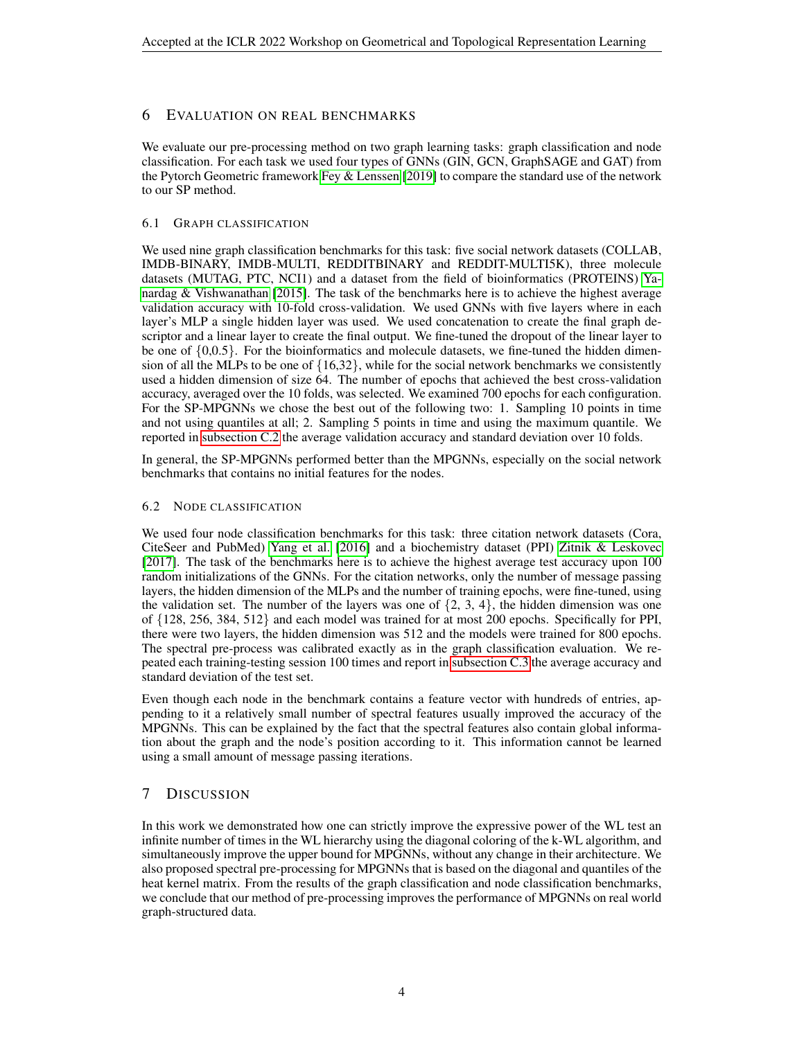## 6 EVALUATION ON REAL BENCHMARKS

We evaluate our pre-processing method on two graph learning tasks: graph classification and node classification. For each task we used four types of GNNs (GIN, GCN, GraphSAGE and GAT) from the Pytorch Geometric framework Fey & Lenssen [2019] to compare the standard use of the network to our SP method.

### 6.1 GRAPH CLASSIFICATION

We used nine graph classification benchmarks for this task: five social network datasets (COLLAB, IMDB-BINARY, IMDB-MULTI, REDDITBINARY and REDDIT-MULTI5K), three molecule datasets (MUTAG, PTC, NCI1) and a dataset from the field of bioinformatics (PROTEINS) Yanardag & Vishwanathan [2015]. The task of the benchmarks here is to achieve the highest average validation accuracy with 10-fold cross-validation. We used GNNs with five layers where in each layer's MLP a single hidden layer was used. We used concatenation to create the final graph descriptor and a linear layer to create the final output. We fine-tuned the dropout of the linear layer to be one of $\{0,0.5\}$. For the bioinformatics and molecule datasets, we fine-tuned the hidden dimension of all the MLPs to be one of $\{16,32\}$, while for the social network benchmarks we consistently used a hidden dimension of size 64. The number of epochs that achieved the best cross-validation accuracy, averaged over the 10 folds, was selected. We examined 700 epochs for each configuration. For the SP-MPGNNs we chose the best out of the following two: 1. Sampling 10 points in time and not using quantiles at all; 2. Sampling 5 points in time and using the maximum quantile. We reported in subsection C.2 the average validation accuracy and standard deviation over 10 folds.

In general, the SP-MPGNNs performed better than the MPGNNs, especially on the social network benchmarks that contains no initial features for the nodes.

### 6.2 NODE CLASSIFICATION

We used four node classification benchmarks for this task: three citation network datasets (Cora, CiteSeer and PubMed) Yang et al. [2016] and a biochemistry dataset (PPI) Zitnik & Leskovec [2017]. The task of the benchmarks here is to achieve the highest average test accuracy upon 100 random initializations of the GNNs. For the citation networks, only the number of message passing layers, the hidden dimension of the MLPs and the number of training epochs, were fine-tuned, using the validation set. The number of the layers was one of $\{2, 3, 4\}$, the hidden dimension was one of $\{128, 256, 384, 512\}$ and each model was trained for at most 200 epochs. Specifically for PPI, there were two layers, the hidden dimension was 512 and the models were trained for 800 epochs. The spectral pre-process was calibrated exactly as in the graph classification evaluation. We repeated each training-testing session 100 times and report in subsection C.3 the average accuracy and standard deviation of the test set.

Even though each node in the benchmark contains a feature vector with hundreds of entries, appending to it a relatively small number of spectral features usually improved the accuracy of the MPGNNs. This can be explained by the fact that the spectral features also contain global information about the graph and the node's position according to it. This information cannot be learned using a small amount of message passing iterations.

## 7 DISCUSSION

In this work we demonstrated how one can strictly improve the expressive power of the WL test an infinite number of times in the WL hierarchy using the diagonal coloring of the k-WL algorithm, and simultaneously improve the upper bound for MPGNNs, without any change in their architecture. We also proposed spectral pre-processing for MPGNNs that is based on the diagonal and quantiles of the heat kernel matrix. From the results of the graph classification and node classification benchmarks, we conclude that our method of pre-processing improves the performance of MPGNNs on real world graph-structured data.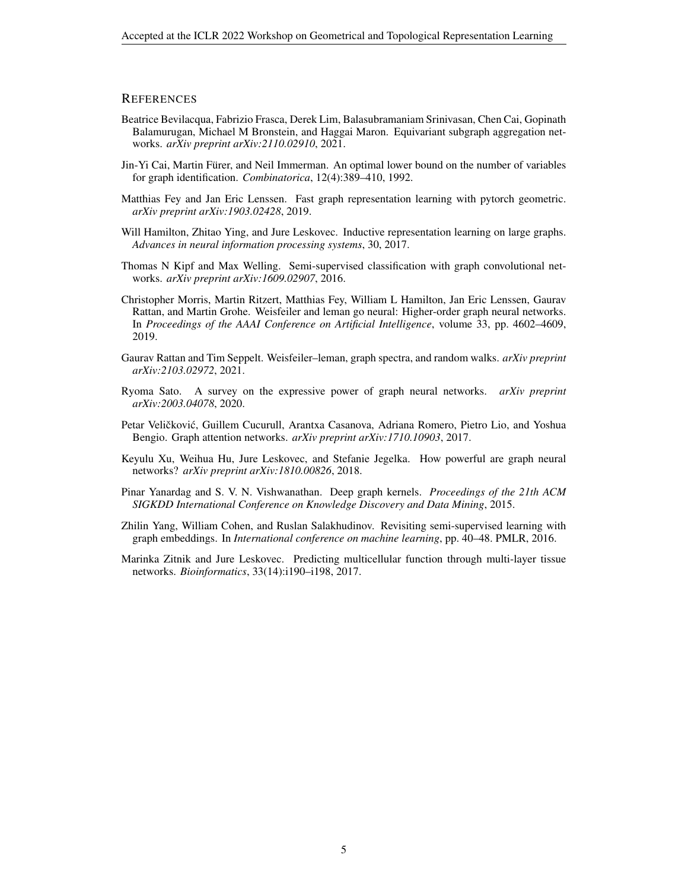## REFERENCES

Beatrice Bevilacqua, Fabrizio Frasca, Derek Lim, Balasubramaniam Srinivasan, Chen Cai, Gopinath Balamurugan, Michael M Bronstein, and Haggai Maron. Equivariant subgraph aggregation networks. *arXiv preprint arXiv:2110.02910*, 2021.

Jin-Yi Cai, Martin Fürer, and Neil Immerman. An optimal lower bound on the number of variables for graph identification. *Combinatorica*, 12(4):389–410, 1992.

Matthias Fey and Jan Eric Lenssen. Fast graph representation learning with pytorch geometric. *arXiv preprint arXiv:1903.02428*, 2019.

Will Hamilton, Zhitao Ying, and Jure Leskovec. Inductive representation learning on large graphs. *Advances in neural information processing systems*, 30, 2017.

Thomas N Kipf and Max Welling. Semi-supervised classification with graph convolutional networks. *arXiv preprint arXiv:1609.02907*, 2016.

Christopher Morris, Martin Ritzert, Matthias Fey, William L Hamilton, Jan Eric Lenssen, Gaurav Rattan, and Martin Grohe. Weisfeiler and leman go neural: Higher-order graph neural networks. In *Proceedings of the AAAI Conference on Artificial Intelligence*, volume 33, pp. 4602–4609, 2019.

Gaurav Rattan and Tim Seppelt. Weisfeiler–leman, graph spectra, and random walks. *arXiv preprint arXiv:2103.02972*, 2021.

Ryoma Sato. A survey on the expressive power of graph neural networks. *arXiv preprint arXiv:2003.04078*, 2020.

Petar Veličković, Guillem Cucurull, Arantxa Casanova, Adriana Romero, Pietro Lio, and Yoshua Bengio. Graph attention networks. *arXiv preprint arXiv:1710.10903*, 2017.

Keyulu Xu, Weihua Hu, Jure Leskovec, and Stefanie Jegelka. How powerful are graph neural networks? *arXiv preprint arXiv:1810.00826*, 2018.

Pinar Yanardag and S. V. N. Vishwanathan. Deep graph kernels. *Proceedings of the 21th ACM SIGKDD International Conference on Knowledge Discovery and Data Mining*, 2015.

Zhilin Yang, William Cohen, and Ruslan Salakhudinov. Revisiting semi-supervised learning with graph embeddings. In *International conference on machine learning*, pp. 40–48. PMLR, 2016.

Marinka Zitnik and Jure Leskovec. Predicting multicellular function through multi-layer tissue networks. *Bioinformatics*, 33(14):i190–i198, 2017.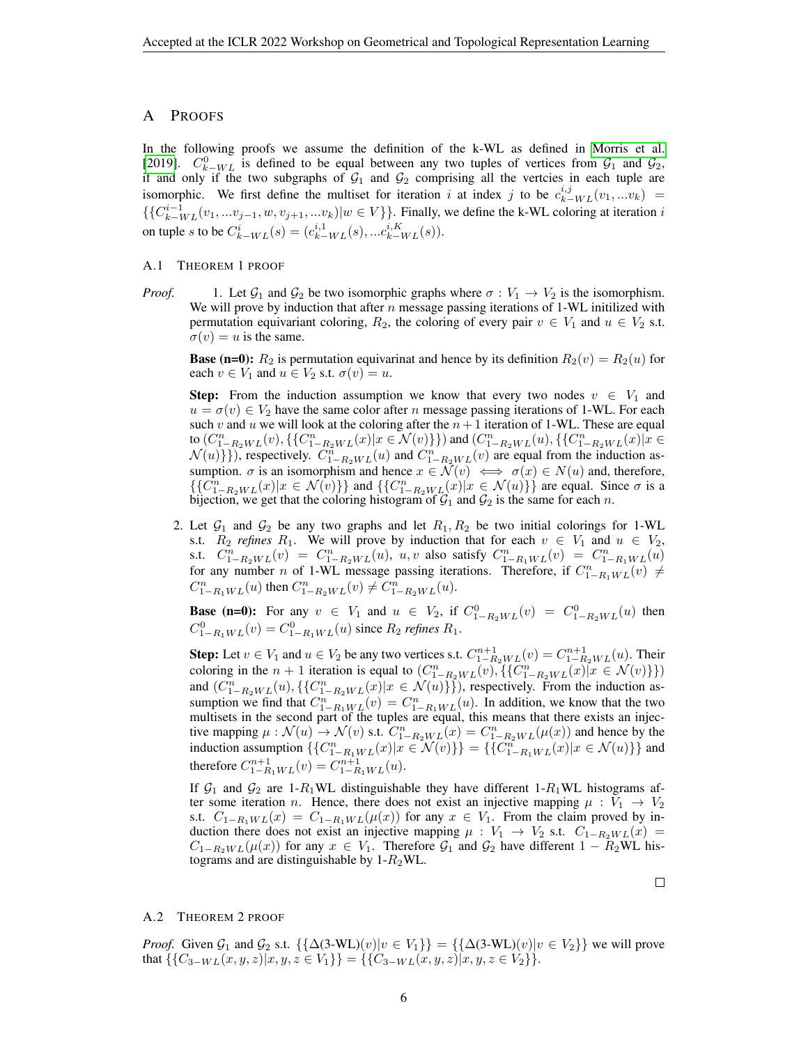# A PROOFS

In the following proofs we assume the definition of the k-WL as defined in Morris et al. [2019]. $C^0_{k-WL}$ is defined to be equal between any two tuples of vertices from $\mathcal{G}_1$ and $\mathcal{G}_2$, if and only if the two subgraphs of $\mathcal{G}_1$ and $\mathcal{G}_2$ comprising all the vertcies in each tuple are isomorphic. We first define the multiset for iteration $i$ at index $j$ to be $c^{i,j}_{k-WL}(v_1, ...v_k) = \{\{C^{i-1}_{k-WL}(v_1, ...v_{j-1}, w, v_{j+1}, ...v_k)|w \in V\}\}$. Finally, we define the k-WL coloring at iteration $i$ on tuple $s$ to be $C^i_{k-WL}(s) = (c^{i,1}_{k-WL}(s), ...c^{i,K}_{k-WL}(s))$.

## A.1 THEOREM 1 PROOF

*Proof.*

1. Let $\mathcal{G}_1$ and $\mathcal{G}_2$ be two isomorphic graphs where $\sigma : V_1 \to V_2$ is the isomorphism. We will prove by induction that after $n$ message passing iterations of 1-WL initilized with permutation equivariant coloring, $R_2$, the coloring of every pair $v \in V_1$ and $u \in V_2$ s.t. $\sigma(v) = u$ is the same.

   **Base (n=0):** $R_2$ is permutation equivarinat and hence by its definition $R_2(v) = R_2(u)$ for each $v \in V_1$ and $u \in V_2$ s.t. $\sigma(v) = u$.

   **Step:** From the induction assumption we know that every two nodes $v \in V_1$ and $u = \sigma(v) \in V_2$ have the same color after $n$ message passing iterations of 1-WL. For each such $v$ and $u$ we will look at the coloring after the $n+1$ iteration of 1-WL. These are equal to $(C^n_{1-R_2WL}(v), \{\{C^n_{1-R_2WL}(x)|x \in \mathcal{N}(v)\}\})$ and $(C^n_{1-R_2WL}(u), \{\{C^n_{1-R_2WL}(x)|x \in \mathcal{N}(u)\}\})$, respectively. $C^n_{1-R_2WL}(u)$ and $C^n_{1-R_2WL}(v)$ are equal from the induction assumption. $\sigma$ is an isomorphism and hence $x \in \mathcal{N}(v) \iff \sigma(x) \in N(u)$ and, therefore, $\{\{C^n_{1-R_2WL}(x)|x \in \mathcal{N}(v)\}\}$ and $\{\{C^n_{1-R_2WL}(x)|x \in \mathcal{N}(u)\}\}$ are equal. Since $\sigma$ is a bijection, we get that the coloring histogram of $\mathcal{G}_1$ and $\mathcal{G}_2$ is the same for each $n$.

2. Let $\mathcal{G}_1$ and $\mathcal{G}_2$ be any two graphs and let $R_1, R_2$ be two initial colorings for 1-WL s.t. $R_2$ *refines* $R_1$. We will prove by induction that for each $v \in V_1$ and $u \in V_2$, s.t. $C^n_{1-R_2WL}(v) = C^n_{1-R_2WL}(u)$, $u, v$ also satisfy $C^n_{1-R_1WL}(v) = C^n_{1-R_1WL}(u)$ for any number $n$ of 1-WL message passing iterations. Therefore, if $C^n_{1-R_1WL}(v) \neq C^n_{1-R_1WL}(u)$ then $C^n_{1-R_2WL}(v) \neq C^n_{1-R_2WL}(u)$.

   **Base (n=0):** For any $v \in V_1$ and $u \in V_2$, if $C^0_{1-R_2WL}(v) = C^0_{1-R_2WL}(u)$ then $C^0_{1-R_1WL}(v) = C^0_{1-R_1WL}(u)$ since $R_2$ *refines* $R_1$.

   **Step:** Let $v \in V_1$ and $u \in V_2$ be any two vertices s.t. $C^{n+1}_{1-R_2WL}(v) = C^{n+1}_{1-R_2WL}(u)$. Their coloring in the $n+1$ iteration is equal to $(C^n_{1-R_2WL}(v), \{\{C^n_{1-R_2WL}(x)|x \in \mathcal{N}(v)\}\})$ and $(C^n_{1-R_2WL}(u), \{\{C^n_{1-R_2WL}(x)|x \in \mathcal{N}(u)\}\})$, respectively. From the induction assumption we find that $C^n_{1-R_1WL}(v) = C^n_{1-R_1WL}(u)$. In addition, we know that the two multisets in the second part of the tuples are equal, this means that there exists an injective mapping $\mu : \mathcal{N}(u) \to \mathcal{N}(v)$ s.t. $C^n_{1-R_2WL}(x) = C^n_{1-R_2WL}(\mu(x))$ and hence by the induction assumption $\{\{C^n_{1-R_1WL}(x)|x \in \mathcal{N}(v)\}\} = \{\{C^n_{1-R_1WL}(x)|x \in \mathcal{N}(u)\}\}$ and therefore $C^{n+1}_{1-R_1WL}(v) = C^{n+1}_{1-R_1WL}(u)$.

   If $\mathcal{G}_1$ and $\mathcal{G}_2$ are 1-$R_1$WL distinguishable they have different 1-$R_1$WL histograms after some iteration $n$. Hence, there does not exist an injective mapping $\mu : V_1 \to V_2$ s.t. $C_{1-R_1WL}(x) = C_{1-R_1WL}(\mu(x))$ for any $x \in V_1$. From the claim proved by induction there does not exist an injective mapping $\mu : V_1 \to V_2$ s.t. $C_{1-R_2WL}(x) = C_{1-R_2WL}(\mu(x))$ for any $x \in V_1$. Therefore $\mathcal{G}_1$ and $\mathcal{G}_2$ have different $1 - R_2$WL histograms and are distinguishable by 1-$R_2$WL.

$\square$

## A.2 THEOREM 2 PROOF

*Proof.* Given $\mathcal{G}_1$ and $\mathcal{G}_2$ s.t. $\{\{\Delta(\text{3-WL})(v)|v \in V_1\}\} = \{\{\Delta(\text{3-WL})(v)|v \in V_2\}\}$ we will prove that $\{\{C_{3-WL}(x, y, z)|x, y, z \in V_1\}\} = \{\{C_{3-WL}(x, y, z)|x, y, z \in V_2\}\}$.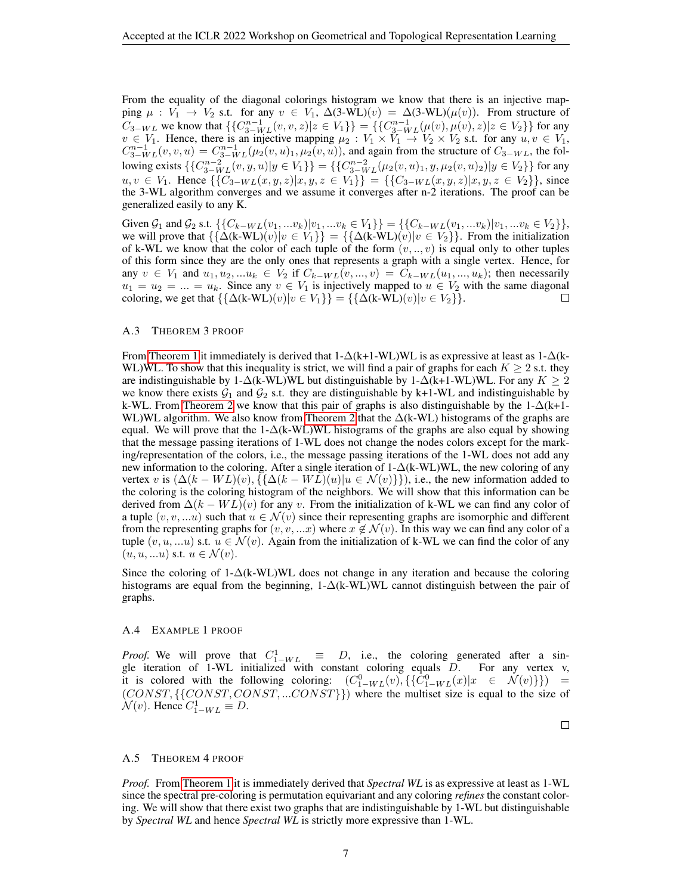From the equality of the diagonal colorings histogram we know that there is an injective mapping $\mu : V_1 \rightarrow V_2$ s.t. for any $v \in V_1$, $\Delta$(3-WL)$(v) = \Delta$(3-WL)$(\mu(v))$. From structure of $C_{3-WL}$ we know that $\{\{C^{n-1}_{3-WL}(v, v, z)|z \in V_1\}\} = \{\{C^{n-1}_{3-WL}(\mu(v), \mu(v), z)|z \in V_2\}\}$ for any $v \in V_1$. Hence, there is an injective mapping $\mu_2 : V_1 \times V_1 \rightarrow V_2 \times V_2$ s.t. for any $u, v \in V_1$, $C^{n-1}_{3-WL}(v, v, u) = C^{n-1}_{3-WL}(\mu_2(v, u)_1, \mu_2(v, u))$, and again from the structure of $C_{3-WL}$, the following exists $\{\{C^{n-2}_{3-WL}(v, y, u)|y \in V_1\}\} = \{\{C^{n-2}_{3-WL}(\mu_2(v, u)_1, y, \mu_2(v, u)_2)|y \in V_2\}\}$ for any $u, v \in V_1$. Hence $\{\{C_{3-WL}(x, y, z)|x, y, z \in V_1\}\} = \{\{C_{3-WL}(x, y, z)|x, y, z \in V_2\}\}$, since the 3-WL algorithm converges and we assume it converges after n-2 iterations. The proof can be generalized easily to any K.

Given $\mathcal{G}_1$ and $\mathcal{G}_2$ s.t. $\{\{C_{k-WL}(v_1, ...v_k)|v_1, ...v_k \in V_1\}\} = \{\{C_{k-WL}(v_1, ...v_k)|v_1, ...v_k \in V_2\}\}$, we will prove that $\{\{\Delta(\text{k-WL})(v)|v \in V_1\}\} = \{\{\Delta(\text{k-WL})(v)|v \in V_2\}\}$. From the initialization of k-WL we know that the color of each tuple of the form $(v, .., v)$ is equal only to other tuples of this form since they are the only ones that represents a graph with a single vertex. Hence, for any $v \in V_1$ and $u_1, u_2, ...u_k \in V_2$ if $C_{k-WL}(v, ..., v) = C_{k-WL}(u_1, ..., u_k)$; then necessarily $u_1 = u_2 = ... = u_k$. Since any $v \in V_1$ is injectively mapped to $u \in V_2$ with the same diagonal coloring, we get that $\{\{\Delta(\text{k-WL})(v)|v \in V_1\}\} = \{\{\Delta(\text{k-WL})(v)|v \in V_2\}\}$. □

### A.3 Theorem 3 proof

From Theorem 1 it immediately is derived that 1-$\Delta$(k+1-WL)WL is as expressive at least as 1-$\Delta$(k-WL)WL. To show that this inequality is strict, we will find a pair of graphs for each $K \geq 2$ s.t. they are indistinguishable by 1-$\Delta$(k-WL)WL but distinguishable by 1-$\Delta$(k+1-WL)WL. For any $K \geq 2$ we know there exists $\mathcal{G}_1$ and $\mathcal{G}_2$ s.t. they are distinguishable by k+1-WL and indistinguishable by k-WL. From Theorem 2 we know that this pair of graphs is also distinguishable by the 1-$\Delta$(k+1-WL)WL algorithm. We also know from Theorem 2 that the $\Delta$(k-WL) histograms of the graphs are equal. We will prove that the 1-$\Delta$(k-WL)WL histograms of the graphs are also equal by showing that the message passing iterations of 1-WL does not change the nodes colors except for the marking/representation of the colors, i.e., the message passing iterations of the 1-WL does not add any new information to the coloring. After a single iteration of 1-$\Delta$(k-WL)WL, the new coloring of any vertex $v$ is $(\Delta(k - WL)(v), \{\{\Delta(k - WL)(u)|u \in \mathcal{N}(v)\}\})$, i.e., the new information added to the coloring is the coloring histogram of the neighbors. We will show that this information can be derived from $\Delta(k - WL)(v)$ for any $v$. From the initialization of k-WL we can find any color of a tuple $(v, v, ...u)$ such that $u \in \mathcal{N}(v)$ since their representing graphs are isomorphic and different from the representing graphs for $(v, v, ...x)$ where $x \notin \mathcal{N}(v)$. In this way we can find any color of a tuple $(v, u, ...u)$ s.t. $u \in \mathcal{N}(v)$. Again from the initialization of k-WL we can find the color of any $(u, u, ...u)$ s.t. $u \in \mathcal{N}(v)$.

Since the coloring of 1-$\Delta$(k-WL)WL does not change in any iteration and because the coloring histograms are equal from the beginning, 1-$\Delta$(k-WL)WL cannot distinguish between the pair of graphs.

### A.4 Example 1 proof

*Proof.* We will prove that $C^1_{1-WL} \equiv D$, i.e., the coloring generated after a single iteration of 1-WL initialized with constant coloring equals $D$. For any vertex v, it is colored with the following coloring: $(C^0_{1-WL}(v), \{\{C^0_{1-WL}(x)|x \in \mathcal{N}(v)\}\}) = (CONST, \{\{CONST, CONST, ...CONST\}\})$ where the multiset size is equal to the size of $\mathcal{N}(v)$. Hence $C^1_{1-WL} \equiv D$.

□

### A.5 Theorem 4 proof

*Proof.* From Theorem 1 it is immediately derived that *Spectral WL* is as expressive at least as 1-WL since the spectral pre-coloring is permutation equivariant and any coloring *refines* the constant coloring. We will show that there exist two graphs that are indistinguishable by 1-WL but distinguishable by *Spectral WL* and hence *Spectral WL* is strictly more expressive than 1-WL.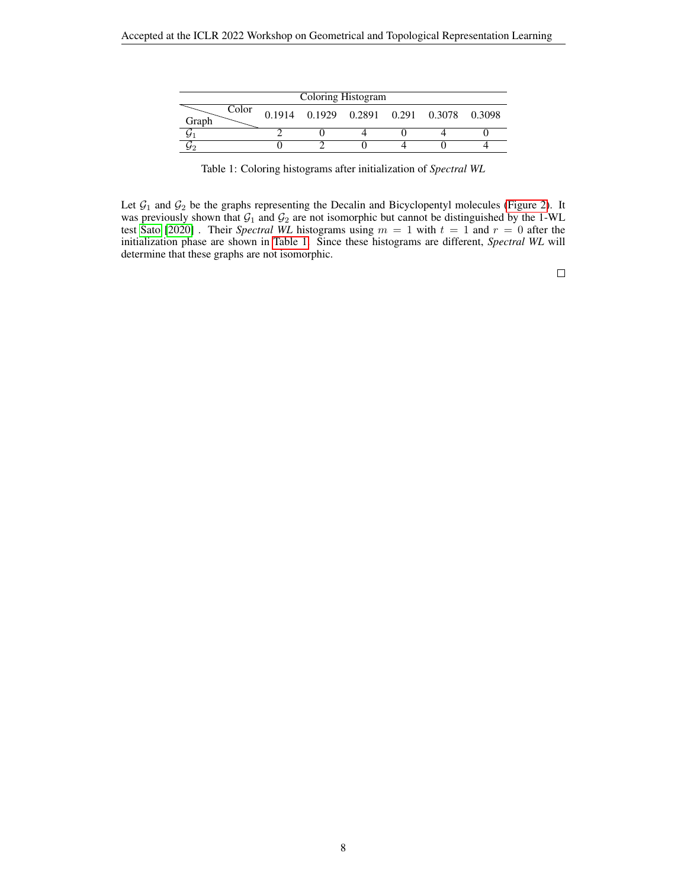| Coloring Histogram | | | | | | |
|---|---|---|---|---|---|---|
| Graph \ Color | 0.1914 | 0.1929 | 0.2891 | 0.291 | 0.3078 | 0.3098 |
| $\mathcal{G}_1$ | 2 | 0 | 4 | 0 | 4 | 0 |
| $\mathcal{G}_2$ | 0 | 2 | 0 | 4 | 0 | 4 |

Table 1: Coloring histograms after initialization of *Spectral WL*

Let $\mathcal{G}_1$ and $\mathcal{G}_2$ be the graphs representing the Decalin and Bicyclopentyl molecules (Figure 2). It was previously shown that $\mathcal{G}_1$ and $\mathcal{G}_2$ are not isomorphic but cannot be distinguished by the 1-WL test Sato [2020] . Their *Spectral WL* histograms using $m = 1$ with $t = 1$ and $r = 0$ after the initialization phase are shown in Table 1. Since these histograms are different, *Spectral WL* will determine that these graphs are not isomorphic.

□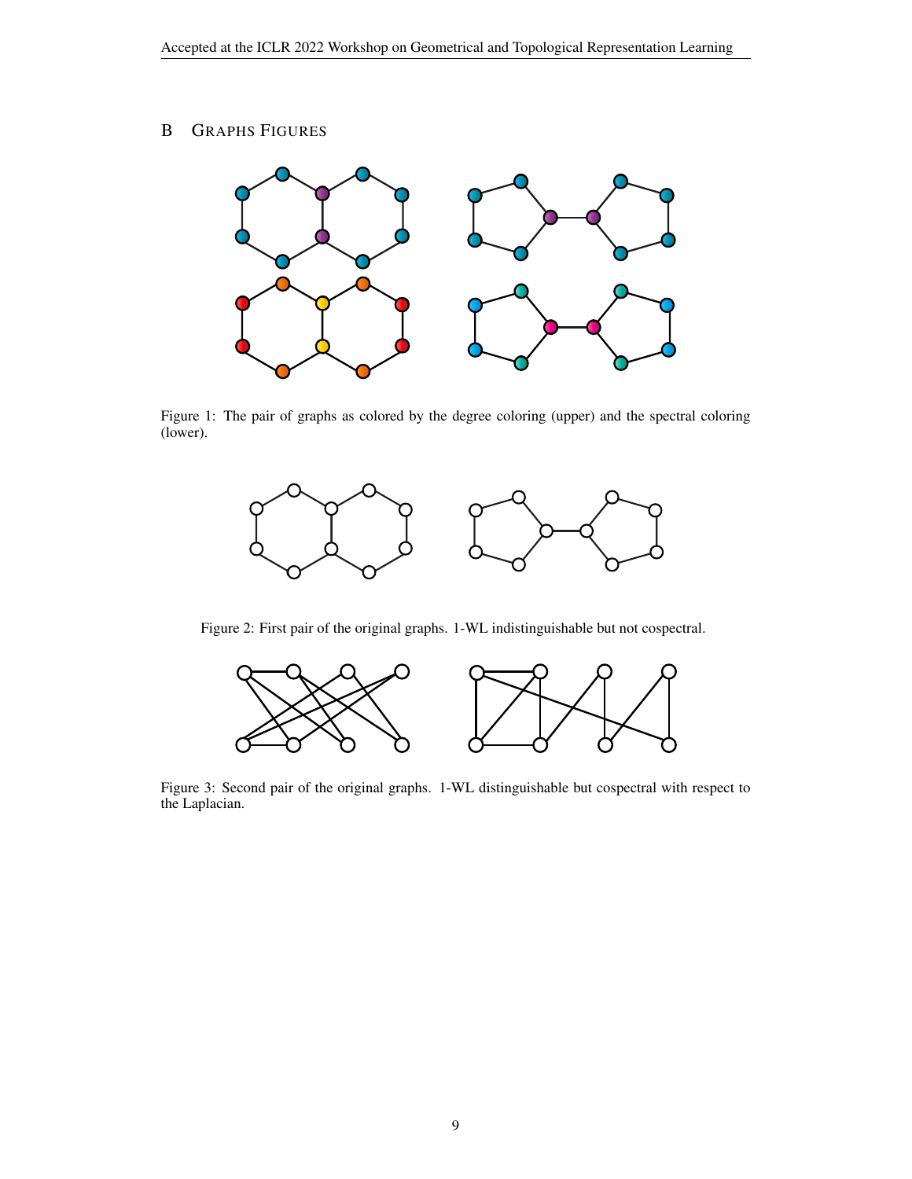## B Graphs Figures

Figure 1: The pair of graphs as colored by the degree coloring (upper) and the spectral coloring (lower).

Figure 2: First pair of the original graphs. 1-WL indistinguishable but not cospectral.

Figure 3: Second pair of the original graphs. 1-WL distinguishable but cospectral with respect to the Laplacian.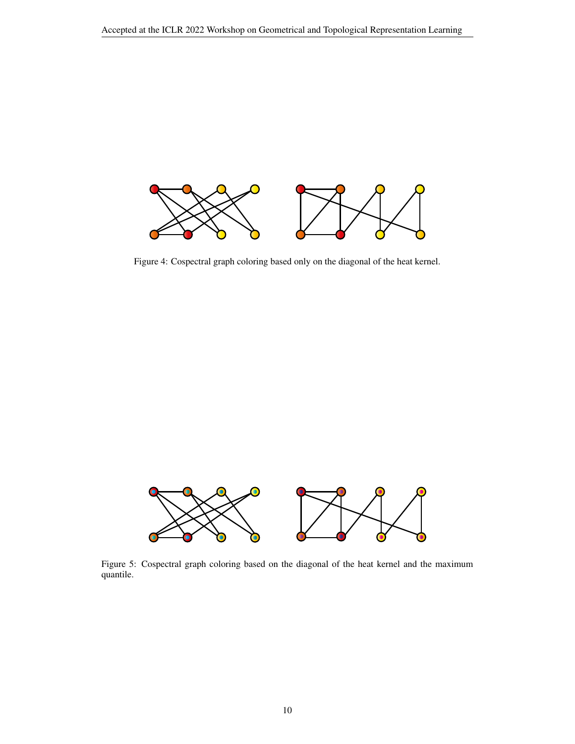Figure 4: Cospectral graph coloring based only on the diagonal of the heat kernel.

Figure 5: Cospectral graph coloring based on the diagonal of the heat kernel and the maximum quantile.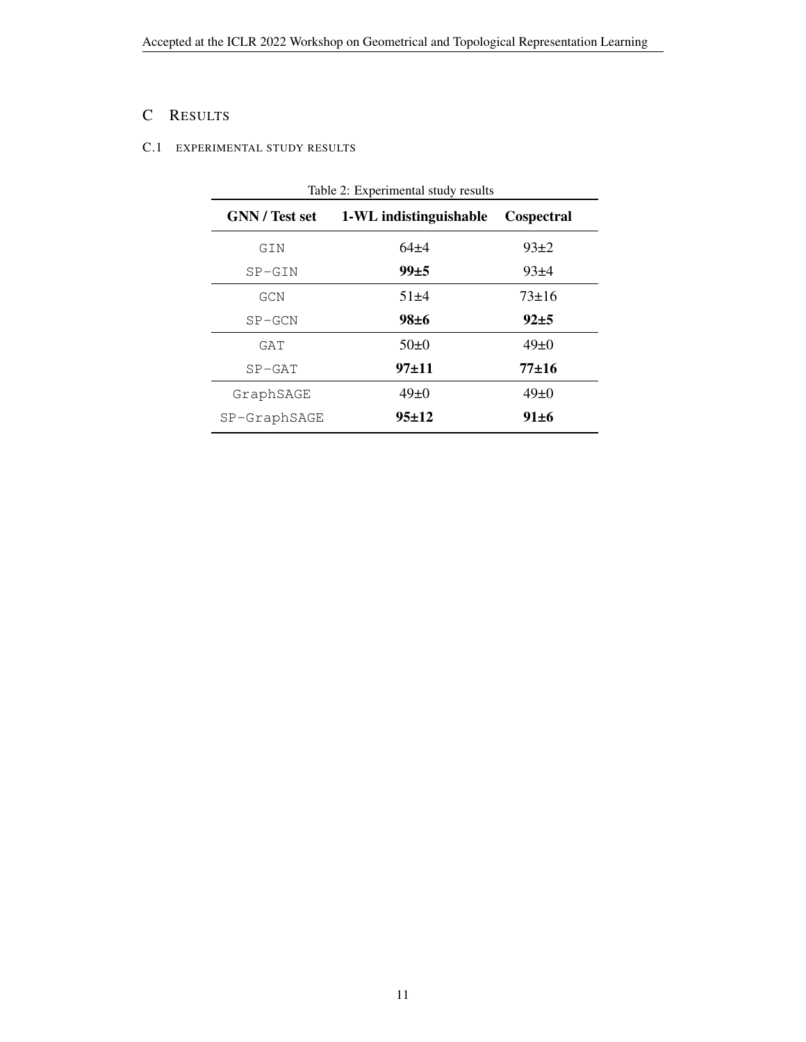# C Results

## C.1 Experimental study results

Table 2: Experimental study results

| GNN / Test set | 1-WL indistinguishable | Cospectral |
|---|---|---|
| GIN | 64±4 | 93±2 |
| SP-GIN | **99±5** | 93±4 |
| GCN | 51±4 | 73±16 |
| SP-GCN | **98±6** | **92±5** |
| GAT | 50±0 | 49±0 |
| SP-GAT | **97±11** | **77±16** |
| GraphSAGE | 49±0 | 49±0 |
| SP-GraphSAGE | **95±12** | **91±6** |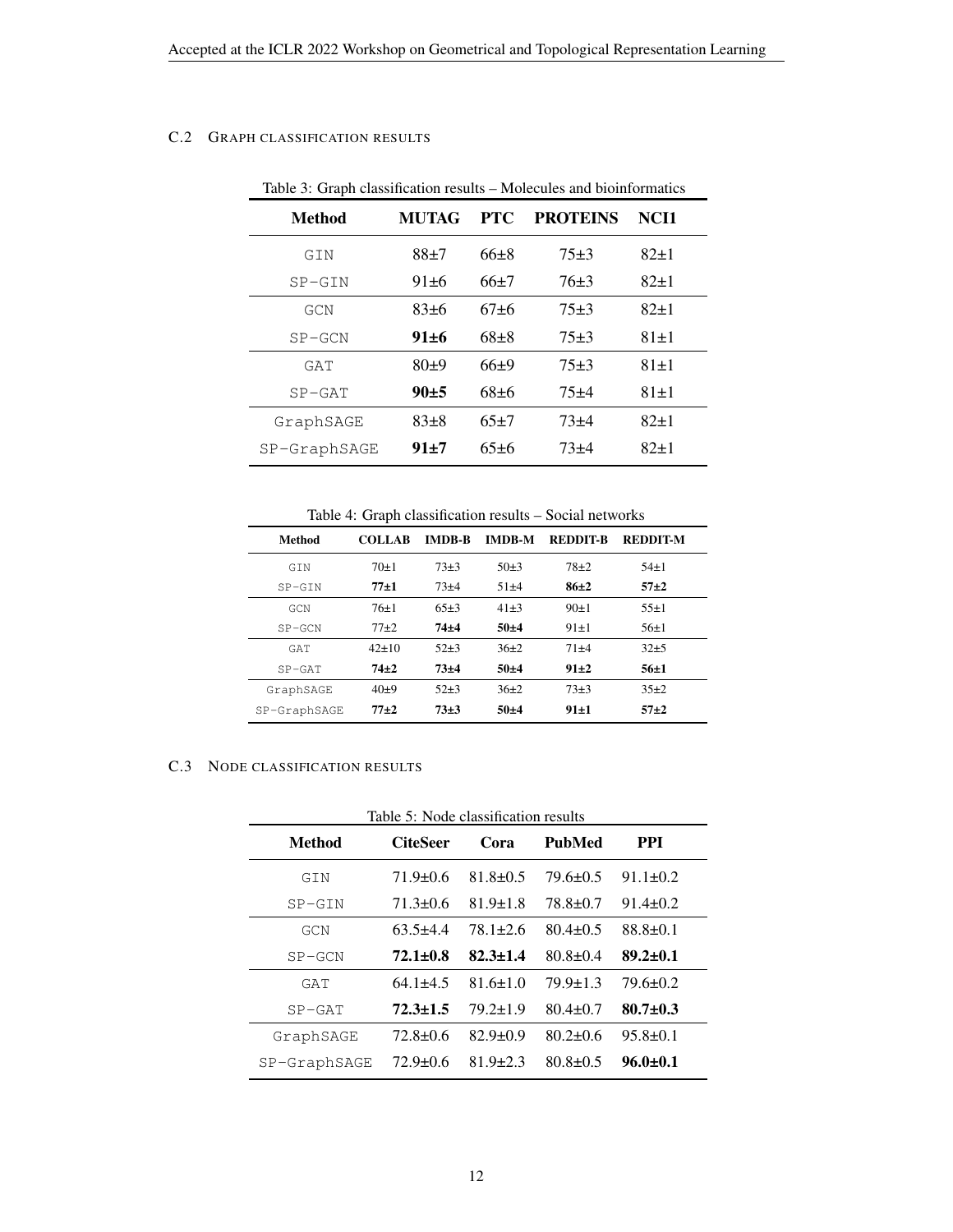### C.2 Graph classification results

Table 3: Graph classification results – Molecules and bioinformatics

| Method | MUTAG | PTC | PROTEINS | NCI1 |
|---|---|---|---|---|
| GIN | 88±7 | 66±8 | 75±3 | 82±1 |
| SP-GIN | 91±6 | 66±7 | 76±3 | 82±1 |
| GCN | 83±6 | 67±6 | 75±3 | 82±1 |
| SP-GCN | **91±6** | 68±8 | 75±3 | 81±1 |
| GAT | 80±9 | 66±9 | 75±3 | 81±1 |
| SP-GAT | **90±5** | 68±6 | 75±4 | 81±1 |
| GraphSAGE | 83±8 | 65±7 | 73±4 | 82±1 |
| SP-GraphSAGE | **91±7** | 65±6 | 73±4 | 82±1 |

Table 4: Graph classification results – Social networks

| Method | COLLAB | IMDB-B | IMDB-M | REDDIT-B | REDDIT-M |
|---|---|---|---|---|---|
| GIN | 70±1 | 73±3 | 50±3 | 78±2 | 54±1 |
| SP-GIN | **77±1** | 73±4 | 51±4 | **86±2** | **57±2** |
| GCN | 76±1 | 65±3 | 41±3 | 90±1 | 55±1 |
| SP-GCN | 77±2 | **74±4** | **50±4** | 91±1 | 56±1 |
| GAT | 42±10 | 52±3 | 36±2 | 71±4 | 32±5 |
| SP-GAT | **74±2** | **73±4** | **50±4** | **91±2** | **56±1** |
| GraphSAGE | 40±9 | 52±3 | 36±2 | 73±3 | 35±2 |
| SP-GraphSAGE | **77±2** | **73±3** | **50±4** | **91±1** | **57±2** |

### C.3 Node classification results

Table 5: Node classification results

| Method | CiteSeer | Cora | PubMed | PPI |
|---|---|---|---|---|
| GIN | 71.9±0.6 | 81.8±0.5 | 79.6±0.5 | 91.1±0.2 |
| SP-GIN | 71.3±0.6 | 81.9±1.8 | 78.8±0.7 | 91.4±0.2 |
| GCN | 63.5±4.4 | 78.1±2.6 | 80.4±0.5 | 88.8±0.1 |
| SP-GCN | **72.1±0.8** | **82.3±1.4** | 80.8±0.4 | **89.2±0.1** |
| GAT | 64.1±4.5 | 81.6±1.0 | 79.9±1.3 | 79.6±0.2 |
| SP-GAT | **72.3±1.5** | 79.2±1.9 | 80.4±0.7 | **80.7±0.3** |
| GraphSAGE | 72.8±0.6 | 82.9±0.9 | 80.2±0.6 | 95.8±0.1 |
| SP-GraphSAGE | 72.9±0.6 | 81.9±2.3 | 80.8±0.5 | **96.0±0.1** |